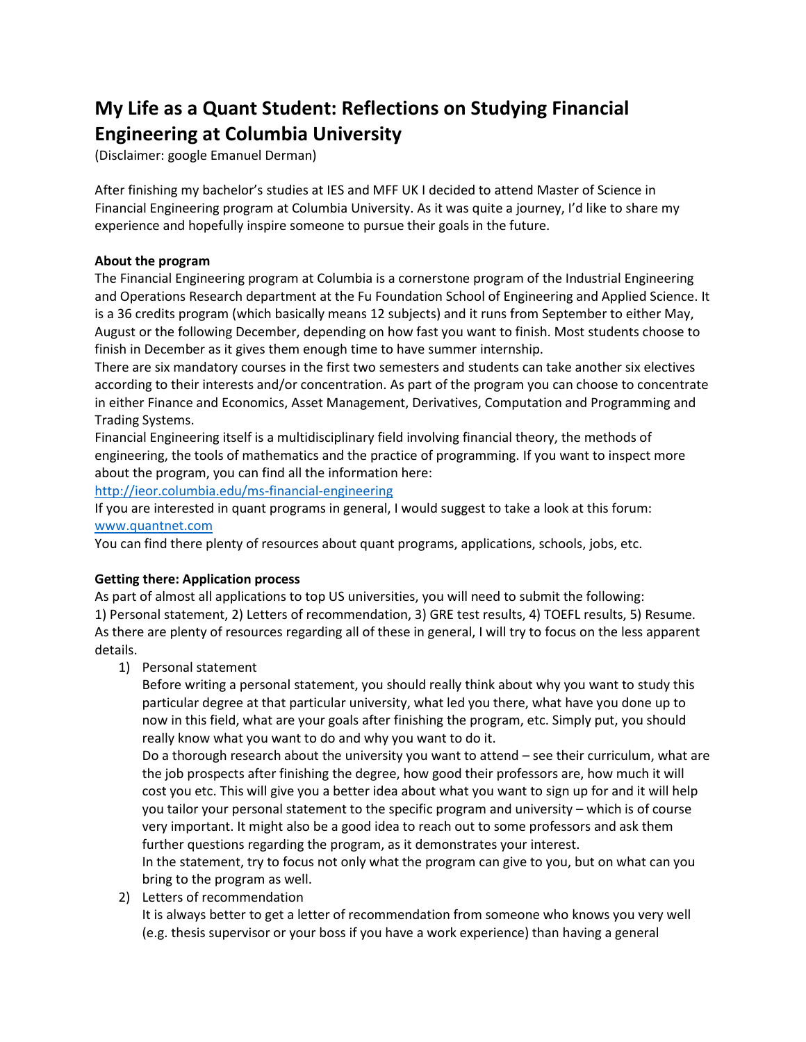# My Life as a Quant Student: Reflections on Studying Financial Engineering at Columbia University

(Disclaimer: google Emanuel Derman)

After finishing my bachelor's studies at IES and MFF UK I decided to attend Master of Science in Financial Engineering program at Columbia University. As it was quite a journey, I'd like to share my experience and hopefully inspire someone to pursue their goals in the future.

**About the program**

The Financial Engineering program at Columbia is a cornerstone program of the Industrial Engineering and Operations Research department at the Fu Foundation School of Engineering and Applied Science. It is a 36 credits program (which basically means 12 subjects) and it runs from September to either May, August or the following December, depending on how fast you want to finish. Most students choose to finish in December as it gives them enough time to have summer internship.

There are six mandatory courses in the first two semesters and students can take another six electives according to their interests and/or concentration. As part of the program you can choose to concentrate in either Finance and Economics, Asset Management, Derivatives, Computation and Programming and Trading Systems.

Financial Engineering itself is a multidisciplinary field involving financial theory, the methods of engineering, the tools of mathematics and the practice of programming. If you want to inspect more about the program, you can find all the information here:

[http://ieor.columbia.edu/ms-financial-engineering](http://ieor.columbia.edu/ms-financial-engineering)

If you are interested in quant programs in general, I would suggest to take a look at this forum:

[www.quantnet.com](www.quantnet.com)

You can find there plenty of resources about quant programs, applications, schools, jobs, etc.

**Getting there: Application process**

As part of almost all applications to top US universities, you will need to submit the following:

1) Personal statement, 2) Letters of recommendation, 3) GRE test results, 4) TOEFL results, 5) Resume.

As there are plenty of resources regarding all of these in general, I will try to focus on the less apparent details.

1) Personal statement

   Before writing a personal statement, you should really think about why you want to study this particular degree at that particular university, what led you there, what have you done up to now in this field, what are your goals after finishing the program, etc. Simply put, you should really know what you want to do and why you want to do it.

   Do a thorough research about the university you want to attend – see their curriculum, what are the job prospects after finishing the degree, how good their professors are, how much it will cost you etc. This will give you a better idea about what you want to sign up for and it will help you tailor your personal statement to the specific program and university – which is of course very important. It might also be a good idea to reach out to some professors and ask them further questions regarding the program, as it demonstrates your interest.

   In the statement, try to focus not only what the program can give to you, but on what can you bring to the program as well.

2) Letters of recommendation

   It is always better to get a letter of recommendation from someone who knows you very well (e.g. thesis supervisor or your boss if you have a work experience) than having a general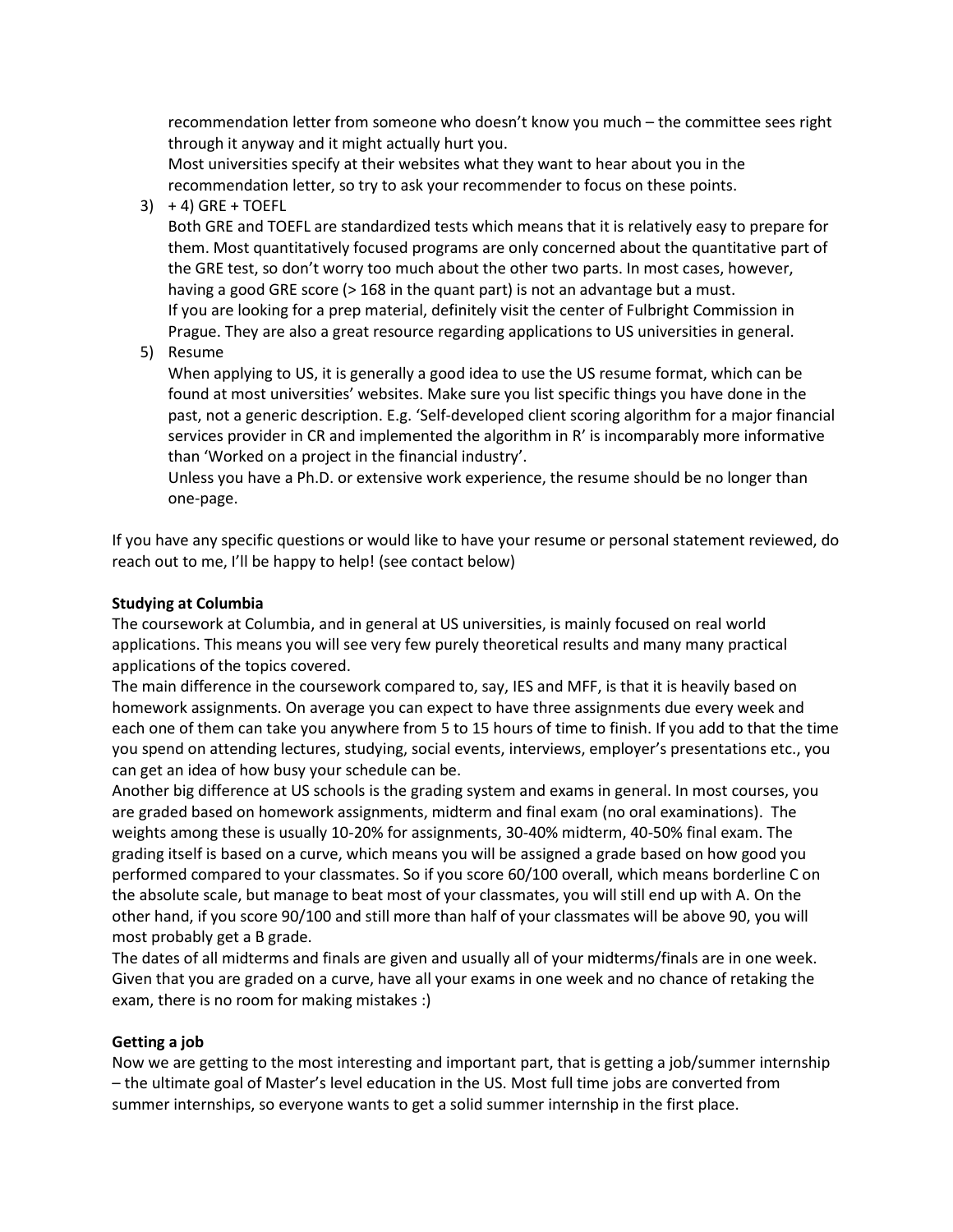recommendation letter from someone who doesn't know you much – the committee sees right through it anyway and it might actually hurt you.
Most universities specify at their websites what they want to hear about you in the recommendation letter, so try to ask your recommender to focus on these points.

3) + 4) GRE + TOEFL
Both GRE and TOEFL are standardized tests which means that it is relatively easy to prepare for them. Most quantitatively focused programs are only concerned about the quantitative part of the GRE test, so don't worry too much about the other two parts. In most cases, however, having a good GRE score (> 168 in the quant part) is not an advantage but a must.
If you are looking for a prep material, definitely visit the center of Fulbright Commission in Prague. They are also a great resource regarding applications to US universities in general.

5) Resume
When applying to US, it is generally a good idea to use the US resume format, which can be found at most universities' websites. Make sure you list specific things you have done in the past, not a generic description. E.g. 'Self-developed client scoring algorithm for a major financial services provider in CR and implemented the algorithm in R' is incomparably more informative than 'Worked on a project in the financial industry'.
Unless you have a Ph.D. or extensive work experience, the resume should be no longer than one-page.

If you have any specific questions or would like to have your resume or personal statement reviewed, do reach out to me, I'll be happy to help! (see contact below)

**Studying at Columbia**

The coursework at Columbia, and in general at US universities, is mainly focused on real world applications. This means you will see very few purely theoretical results and many many practical applications of the topics covered.
The main difference in the coursework compared to, say, IES and MFF, is that it is heavily based on homework assignments. On average you can expect to have three assignments due every week and each one of them can take you anywhere from 5 to 15 hours of time to finish. If you add to that the time you spend on attending lectures, studying, social events, interviews, employer's presentations etc., you can get an idea of how busy your schedule can be.
Another big difference at US schools is the grading system and exams in general. In most courses, you are graded based on homework assignments, midterm and final exam (no oral examinations). The weights among these is usually 10-20% for assignments, 30-40% midterm, 40-50% final exam. The grading itself is based on a curve, which means you will be assigned a grade based on how good you performed compared to your classmates. So if you score 60/100 overall, which means borderline C on the absolute scale, but manage to beat most of your classmates, you will still end up with A. On the other hand, if you score 90/100 and still more than half of your classmates will be above 90, you will most probably get a B grade.
The dates of all midterms and finals are given and usually all of your midterms/finals are in one week. Given that you are graded on a curve, have all your exams in one week and no chance of retaking the exam, there is no room for making mistakes :)

**Getting a job**

Now we are getting to the most interesting and important part, that is getting a job/summer internship – the ultimate goal of Master's level education in the US. Most full time jobs are converted from summer internships, so everyone wants to get a solid summer internship in the first place.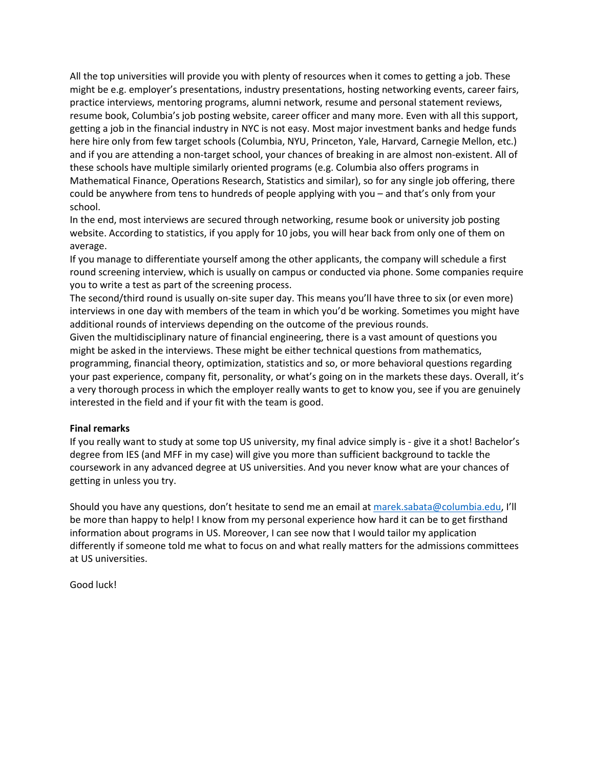All the top universities will provide you with plenty of resources when it comes to getting a job. These might be e.g. employer's presentations, industry presentations, hosting networking events, career fairs, practice interviews, mentoring programs, alumni network, resume and personal statement reviews, resume book, Columbia's job posting website, career officer and many more. Even with all this support, getting a job in the financial industry in NYC is not easy. Most major investment banks and hedge funds here hire only from few target schools (Columbia, NYU, Princeton, Yale, Harvard, Carnegie Mellon, etc.) and if you are attending a non-target school, your chances of breaking in are almost non-existent. All of these schools have multiple similarly oriented programs (e.g. Columbia also offers programs in Mathematical Finance, Operations Research, Statistics and similar), so for any single job offering, there could be anywhere from tens to hundreds of people applying with you – and that's only from your school.

In the end, most interviews are secured through networking, resume book or university job posting website. According to statistics, if you apply for 10 jobs, you will hear back from only one of them on average.

If you manage to differentiate yourself among the other applicants, the company will schedule a first round screening interview, which is usually on campus or conducted via phone. Some companies require you to write a test as part of the screening process.

The second/third round is usually on-site super day. This means you'll have three to six (or even more) interviews in one day with members of the team in which you'd be working. Sometimes you might have additional rounds of interviews depending on the outcome of the previous rounds.

Given the multidisciplinary nature of financial engineering, there is a vast amount of questions you might be asked in the interviews. These might be either technical questions from mathematics, programming, financial theory, optimization, statistics and so, or more behavioral questions regarding your past experience, company fit, personality, or what's going on in the markets these days. Overall, it's a very thorough process in which the employer really wants to get to know you, see if you are genuinely interested in the field and if your fit with the team is good.

**Final remarks**

If you really want to study at some top US university, my final advice simply is - give it a shot! Bachelor's degree from IES (and MFF in my case) will give you more than sufficient background to tackle the coursework in any advanced degree at US universities. And you never know what are your chances of getting in unless you try.

Should you have any questions, don't hesitate to send me an email at [marek.sabata@columbia.edu](mailto:marek.sabata@columbia.edu), I'll be more than happy to help! I know from my personal experience how hard it can be to get firsthand information about programs in US. Moreover, I can see now that I would tailor my application differently if someone told me what to focus on and what really matters for the admissions committees at US universities.

Good luck!